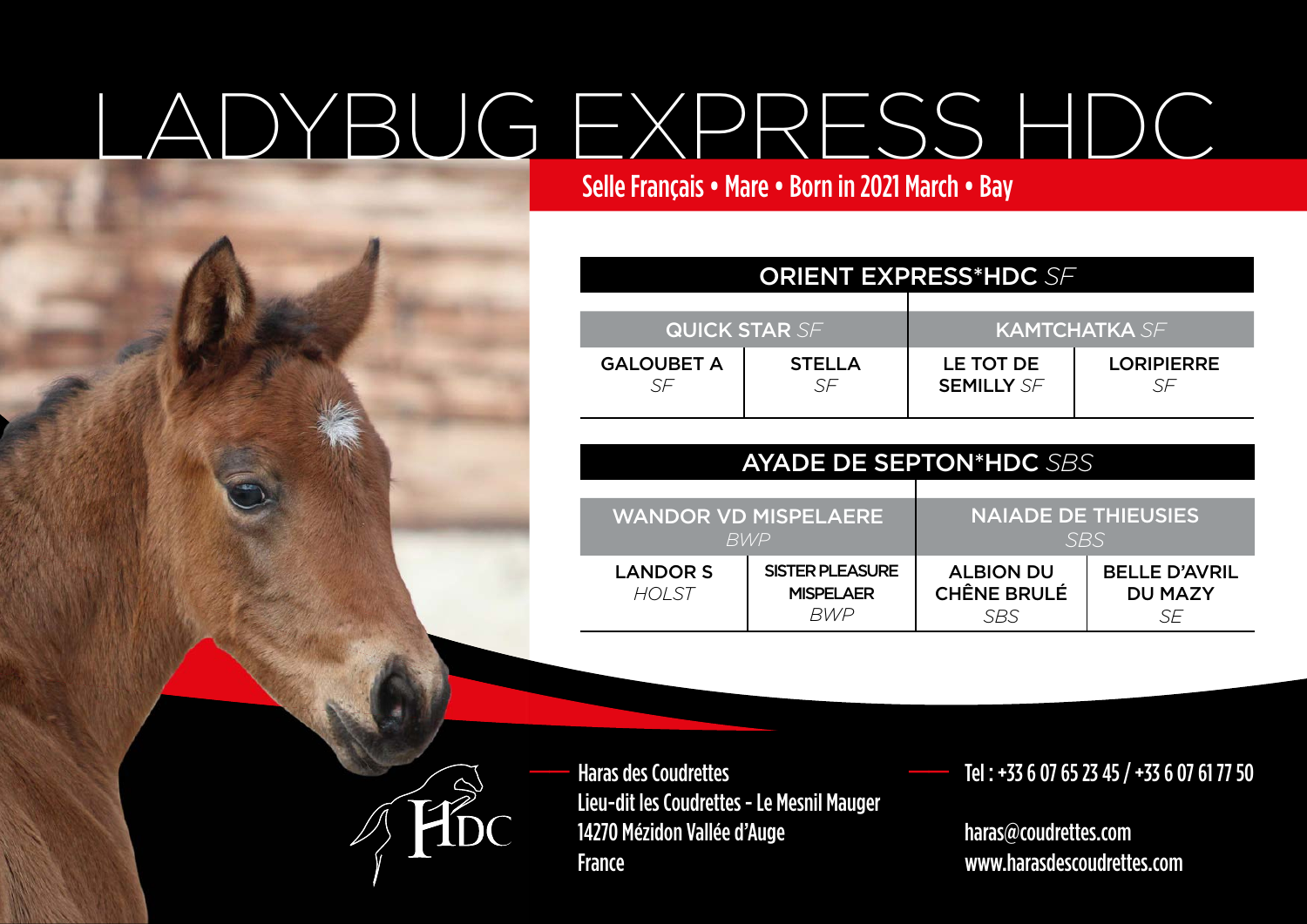# LADYBUG EXPRESS HDC

**Selle Français • Mare • Born in 2021 March • Bay**

| ORIENT EXPRESS*HDC *SF* | | | |
|---|---|---|---|
| QUICK STAR *SF* | | KAMTCHATKA *SF* | |
| GALOUBET A *SF* | STELLA *SF* | LE TOT DE SEMILLY *SF* | LORIPIERRE *SF* |

| AYADE DE SEPTON*HDC *SBS* | | | |
|---|---|---|---|
| WANDOR VD MISPELAERE *BWP* | | NAIADE DE THIEUSIES *SBS* | |
| LANDOR S *HOLST* | SISTER PLEASURE MISPELAER *BWP* | ALBION DU CHÊNE BRULÉ *SBS* | BELLE D'AVRIL DU MAZY *SE* |

HDC

Haras des Coudrettes
Lieu-dit les Coudrettes - Le Mesnil Mauger
14270 Mézidon Vallée d'Auge
France

Tel : +33 6 07 65 23 45 / +33 6 07 61 77 50

haras@coudrettes.com
www.harasdescoudrettes.com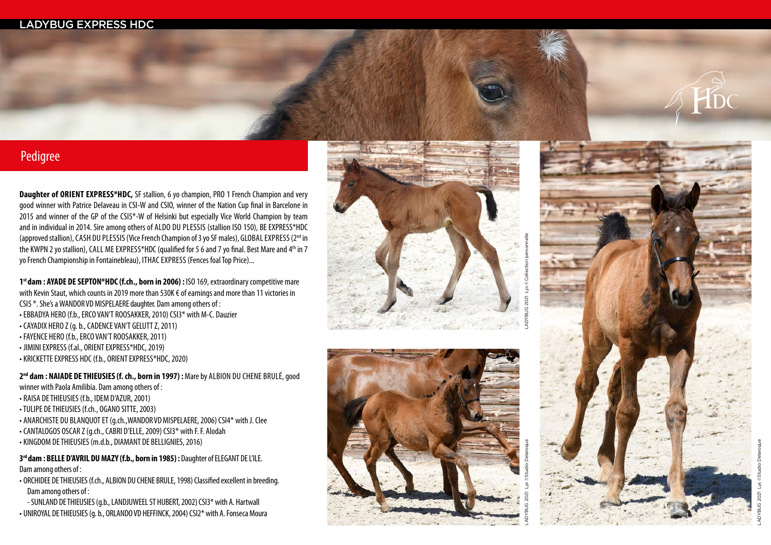# LADYBUG EXPRESS HDC

## Pedigree

**Daughter of ORIENT EXPRESS*HDC,** SF stallion, 6 yo champion, PRO 1 French Champion and very good winner with Patrice Delaveau in CSI-W and CSIO, winner of the Nation Cup final in Barcelone in 2015 and winner of the GP of the CSI5*-W of Helsinki but especially Vice World Champion by team and in individual in 2014. Sire among others of ALDO DU PLESSIS (stallion ISO 150), BE EXPRESS*HDC (approved stallion), CASH DU PLESSIS (Vice French Champion of 3 yo SF males), GLOBAL EXPRESS (2nd in the KWPN 2 yo stallion), CALL ME EXPRESS*HDC (qualified for 5 6 and 7 yo final. Best Mare and 4th in 7 yo French Championship in Fontainebleau), ITHAC EXPRESS (Fences foal Top Price)...

**1st dam : AYADE DE SEPTON*HDC (f.ch., born in 2006) :** ISO 169, extraordinary competitive mare with Kevin Staut, which counts in 2019 more than 530K € of earnings and more than 11 victories in CSI5 *. She's a WANDOR VD MISPELAERE daughter. Dam among others of :

- EBBADYA HERO (f.b., ERCO VAN'T ROOSAKKER, 2010) CSI3* with M-C. Dauzier
- CAYADIX HERO Z (g. b., CADENCE VAN'T GELUTT Z, 2011)
- FAYENCE HERO (f.b., ERCO VAN'T ROOSAKKER, 2011)
- JIMINI EXPRESS (f.al., ORIENT EXPRESS*HDC, 2019)
- KRICKETTE EXPRESS HDC (f.b., ORIENT EXPRESS*HDC, 2020)

**2nd dam : NAIADE DE THIEUSIES (f. ch., born in 1997) :** Mare by ALBION DU CHENE BRULÉ, good winner with Paola Amilibia. Dam among others of :

- RAISA DE THIEUSIES (f.b., IDEM D'AZUR, 2001)
- TULIPE DE THIEUSIES (f.ch., OGANO SITTE, 2003)
- ANARCHISTE DU BLANQUOT ET (g.ch.,WANDOR VD MISPELAERE, 2006) CSI4* with J. Clee
- CANTALOGOS OSCAR Z (g.ch., CABRI D'ELLE, 2009) CSI3* with F. F. Alodah
- KINGDOM DE THIEUSIES (m.d.b., DIAMANT DE BELLIGNIES, 2016)

**3rd dam : BELLE D'AVRIL DU MAZY (f.b., born in 1985) :** Daughter of ELEGANT DE L'ILE. Dam among others of :

- ORCHIDEE DE THIEUSIES (f.ch., ALBION DU CHENE BRULE, 1998) Classified excellent in breeding. Dam among others of :
  - SUNLAND DE THIEUSIES (g.b., LANDJUWEEL ST HUBERT, 2002) CSI3* with A. Hartwall
- UNIROYAL DE THIEUSIES (g. b., ORLANDO VD HEFFINCK, 2004) CSI2* with A. Fonseca Moura

LADYBUG 2021 Lys ©Collection personnelle

LADYBUG 2021 Lys ©Studio Delaroque

LADYBUG 2021 Lys ©Studio Delaroque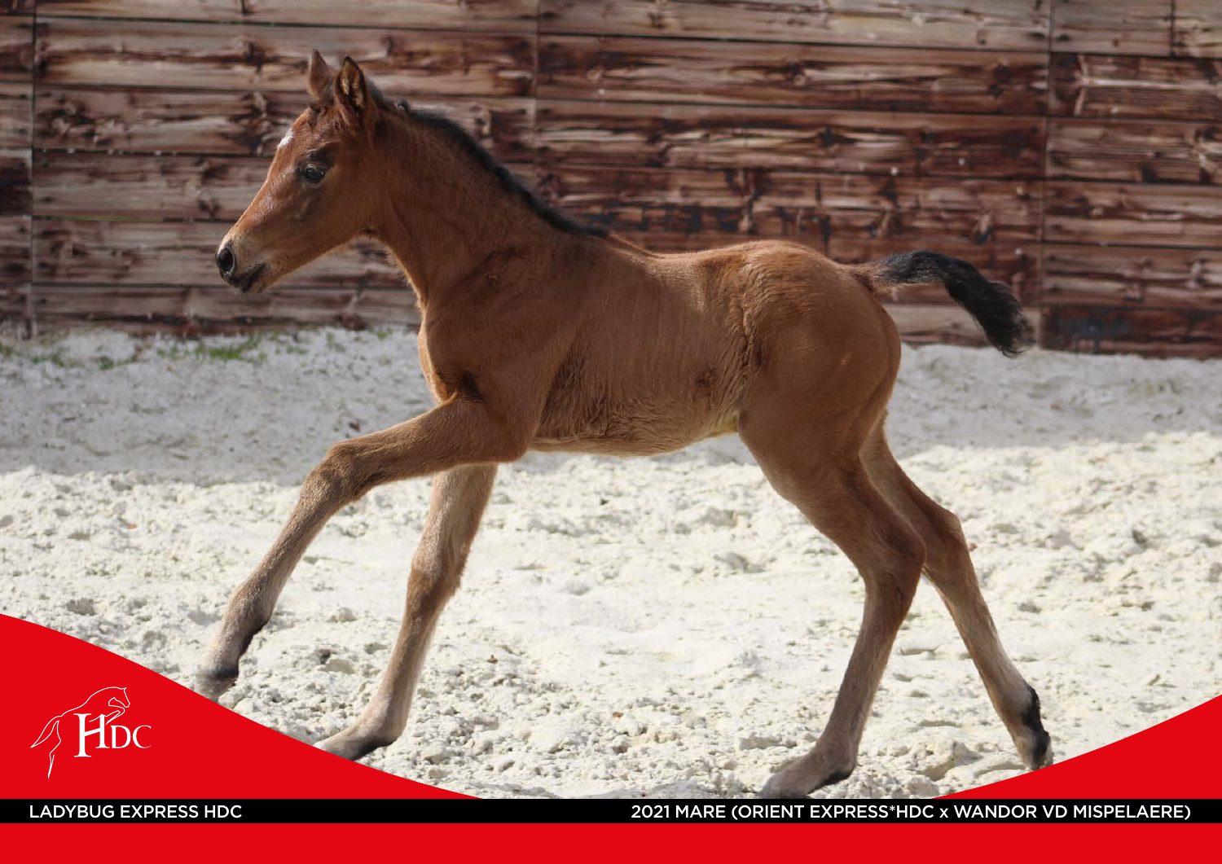LADYBUG EXPRESS HDC

2021 MARE (ORIENT EXPRESS*HDC x WANDOR VD MISPELAERE)